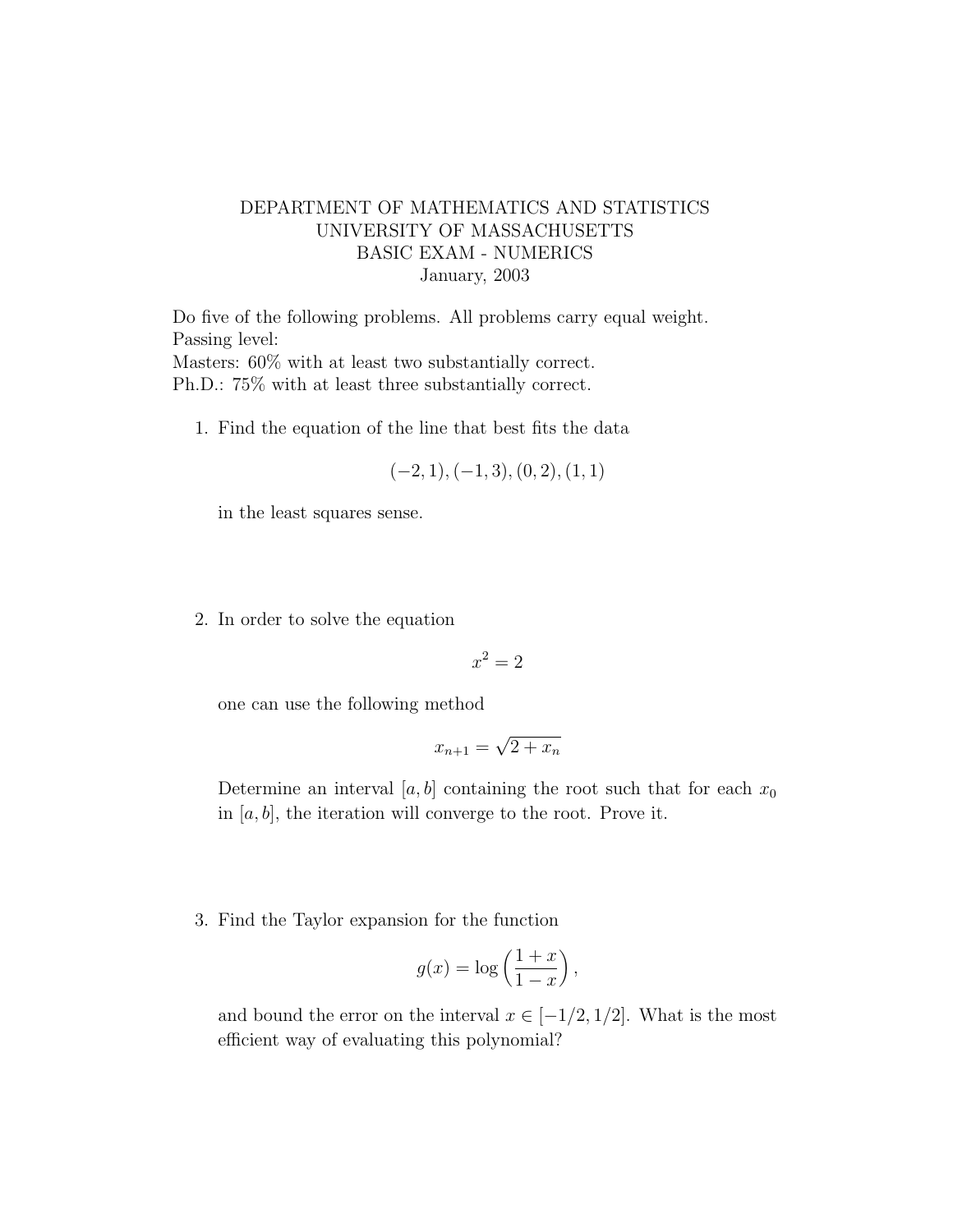DEPARTMENT OF MATHEMATICS AND STATISTICS
UNIVERSITY OF MASSACHUSETTS
BASIC EXAM - NUMERICS
January, 2003

Do five of the following problems. All problems carry equal weight.
Passing level:
Masters: 60% with at least two substantially correct.
Ph.D.: 75% with at least three substantially correct.

1. Find the equation of the line that best fits the data

$$(-2, 1), (-1, 3), (0, 2), (1, 1)$$

in the least squares sense.

2. In order to solve the equation

$$x^2 = 2$$

one can use the following method

$$x_{n+1} = \sqrt{2 + x_n}$$

Determine an interval $[a, b]$ containing the root such that for each $x_0$ in $[a, b]$, the iteration will converge to the root. Prove it.

3. Find the Taylor expansion for the function

$$g(x) = \log\left(\frac{1+x}{1-x}\right),$$

and bound the error on the interval $x \in [-1/2, 1/2]$. What is the most efficient way of evaluating this polynomial?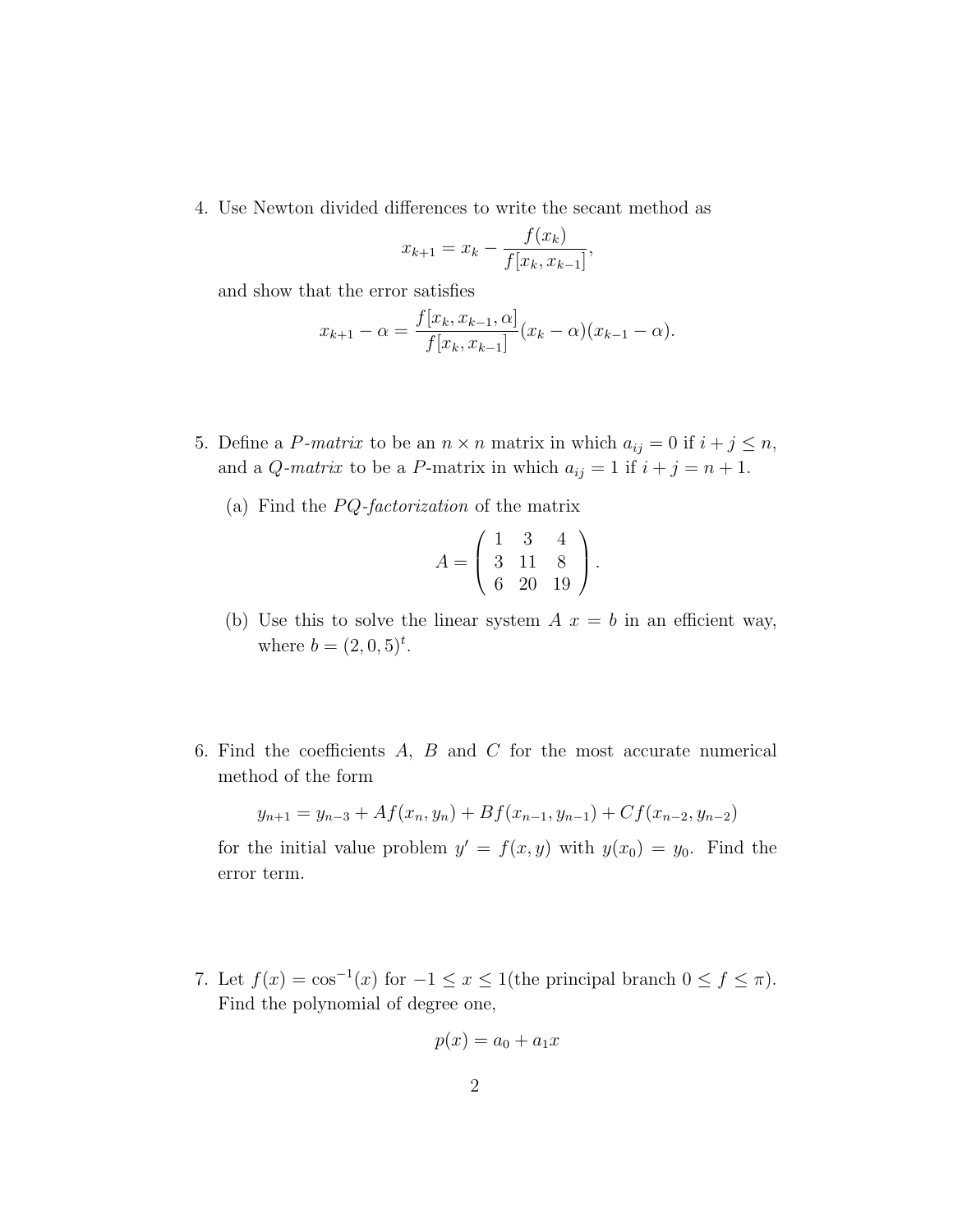4. Use Newton divided differences to write the secant method as

$$x_{k+1} = x_k - \frac{f(x_k)}{f[x_k, x_{k-1}]},$$

and show that the error satisfies

$$x_{k+1} - \alpha = \frac{f[x_k, x_{k-1}, \alpha]}{f[x_k, x_{k-1}]}(x_k - \alpha)(x_{k-1} - \alpha).$$

5. Define a *P-matrix* to be an $n \times n$ matrix in which $a_{ij} = 0$ if $i + j \leq n$, and a *Q-matrix* to be a $P$-matrix in which $a_{ij} = 1$ if $i + j = n + 1$.

   (a) Find the *PQ-factorization* of the matrix

   $$A = \begin{pmatrix} 1 & 3 & 4 \\ 3 & 11 & 8 \\ 6 & 20 & 19 \end{pmatrix}.$$

   (b) Use this to solve the linear system $A\ x = b$ in an efficient way, where $b = (2, 0, 5)^t$.

6. Find the coefficients $A$, $B$ and $C$ for the most accurate numerical method of the form

$$y_{n+1} = y_{n-3} + Af(x_n, y_n) + Bf(x_{n-1}, y_{n-1}) + Cf(x_{n-2}, y_{n-2})$$

for the initial value problem $y' = f(x, y)$ with $y(x_0) = y_0$. Find the error term.

7. Let $f(x) = \cos^{-1}(x)$ for $-1 \leq x \leq 1$(the principal branch $0 \leq f \leq \pi$). Find the polynomial of degree one,

$$p(x) = a_0 + a_1 x$$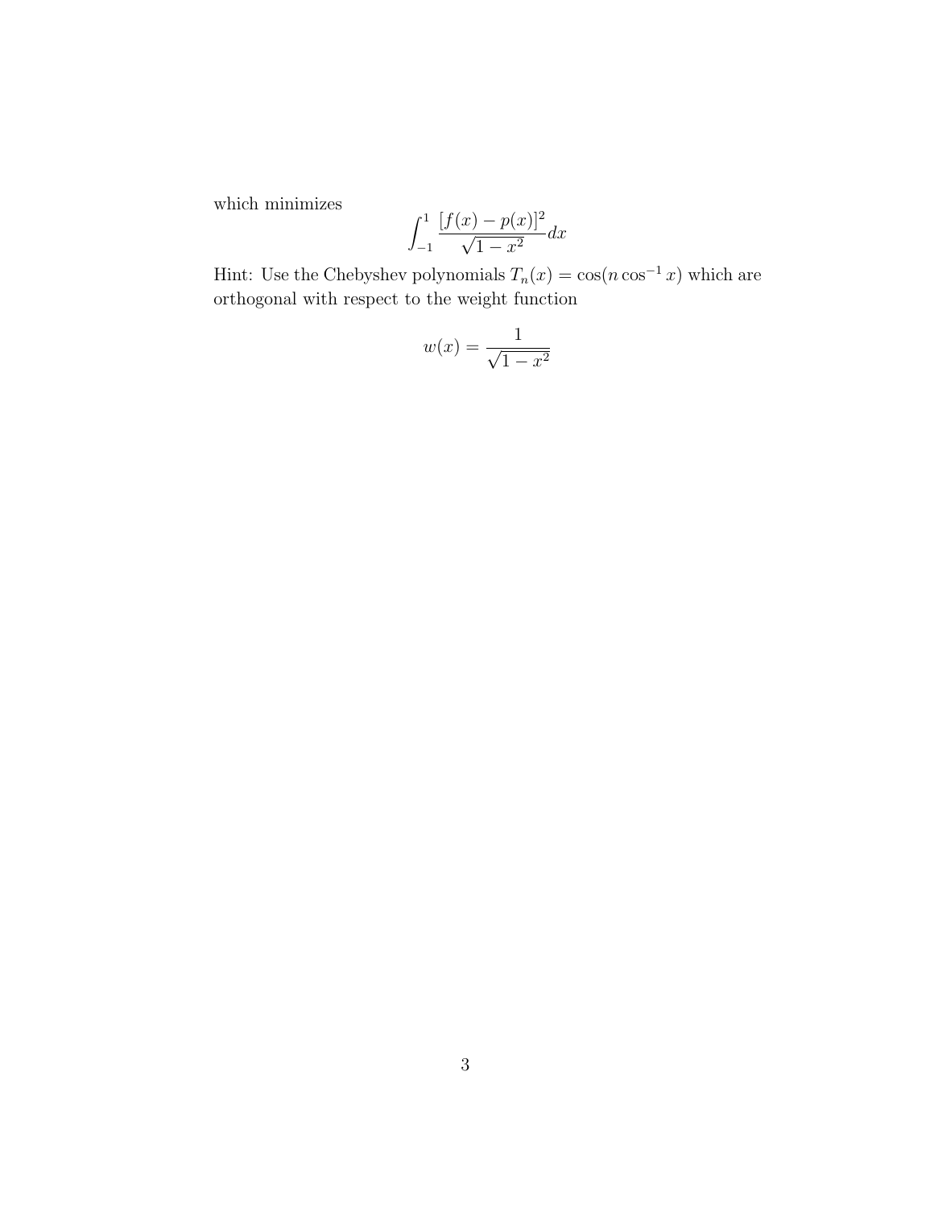which minimizes

$$\int_{-1}^{1} \frac{[f(x) - p(x)]^2}{\sqrt{1-x^2}} dx$$

Hint: Use the Chebyshev polynomials $T_n(x) = \cos(n \cos^{-1} x)$ which are orthogonal with respect to the weight function

$$w(x) = \frac{1}{\sqrt{1-x^2}}$$